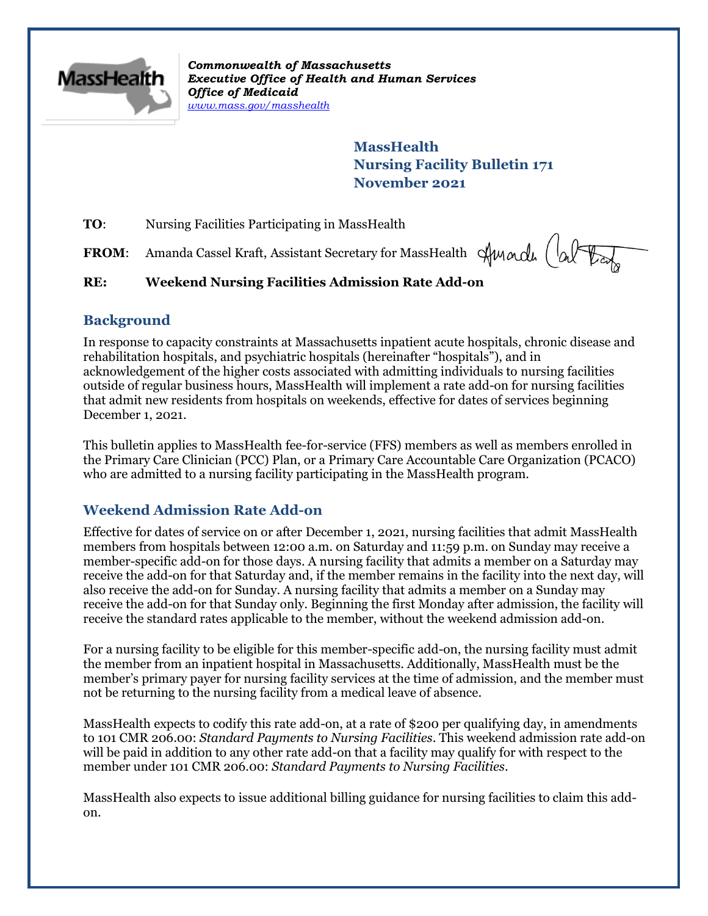*Commonwealth of Massachusetts*
*Executive Office of Health and Human Services*
*Office of Medicaid*
*www.mass.gov/masshealth*

**MassHealth**
**Nursing Facility Bulletin 171**
**November 2021**

**TO**: Nursing Facilities Participating in MassHealth

**FROM**: Amanda Cassel Kraft, Assistant Secretary for MassHealth

**RE: Weekend Nursing Facilities Admission Rate Add-on**

## Background

In response to capacity constraints at Massachusetts inpatient acute hospitals, chronic disease and rehabilitation hospitals, and psychiatric hospitals (hereinafter "hospitals"), and in acknowledgement of the higher costs associated with admitting individuals to nursing facilities outside of regular business hours, MassHealth will implement a rate add-on for nursing facilities that admit new residents from hospitals on weekends, effective for dates of services beginning December 1, 2021.

This bulletin applies to MassHealth fee-for-service (FFS) members as well as members enrolled in the Primary Care Clinician (PCC) Plan, or a Primary Care Accountable Care Organization (PCACO) who are admitted to a nursing facility participating in the MassHealth program.

## Weekend Admission Rate Add-on

Effective for dates of service on or after December 1, 2021, nursing facilities that admit MassHealth members from hospitals between 12:00 a.m. on Saturday and 11:59 p.m. on Sunday may receive a member-specific add-on for those days. A nursing facility that admits a member on a Saturday may receive the add-on for that Saturday and, if the member remains in the facility into the next day, will also receive the add-on for Sunday. A nursing facility that admits a member on a Sunday may receive the add-on for that Sunday only. Beginning the first Monday after admission, the facility will receive the standard rates applicable to the member, without the weekend admission add-on.

For a nursing facility to be eligible for this member-specific add-on, the nursing facility must admit the member from an inpatient hospital in Massachusetts. Additionally, MassHealth must be the member's primary payer for nursing facility services at the time of admission, and the member must not be returning to the nursing facility from a medical leave of absence.

MassHealth expects to codify this rate add-on, at a rate of $200 per qualifying day, in amendments to 101 CMR 206.00: *Standard Payments to Nursing Facilities*. This weekend admission rate add-on will be paid in addition to any other rate add-on that a facility may qualify for with respect to the member under 101 CMR 206.00: *Standard Payments to Nursing Facilities*.

MassHealth also expects to issue additional billing guidance for nursing facilities to claim this add-on.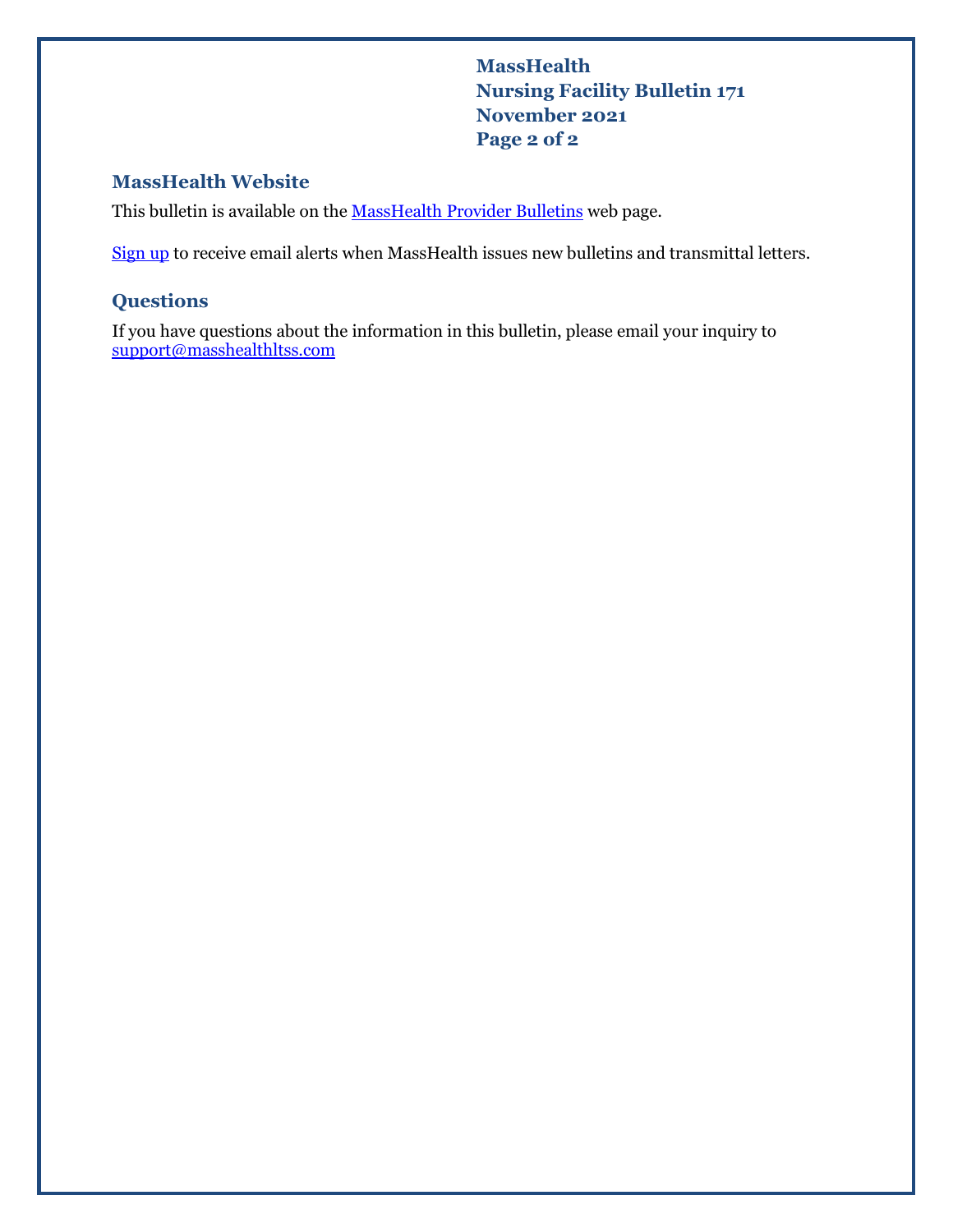## MassHealth Website

This bulletin is available on the MassHealth Provider Bulletins web page.

Sign up to receive email alerts when MassHealth issues new bulletins and transmittal letters.

## Questions

If you have questions about the information in this bulletin, please email your inquiry to support@masshealthltss.com